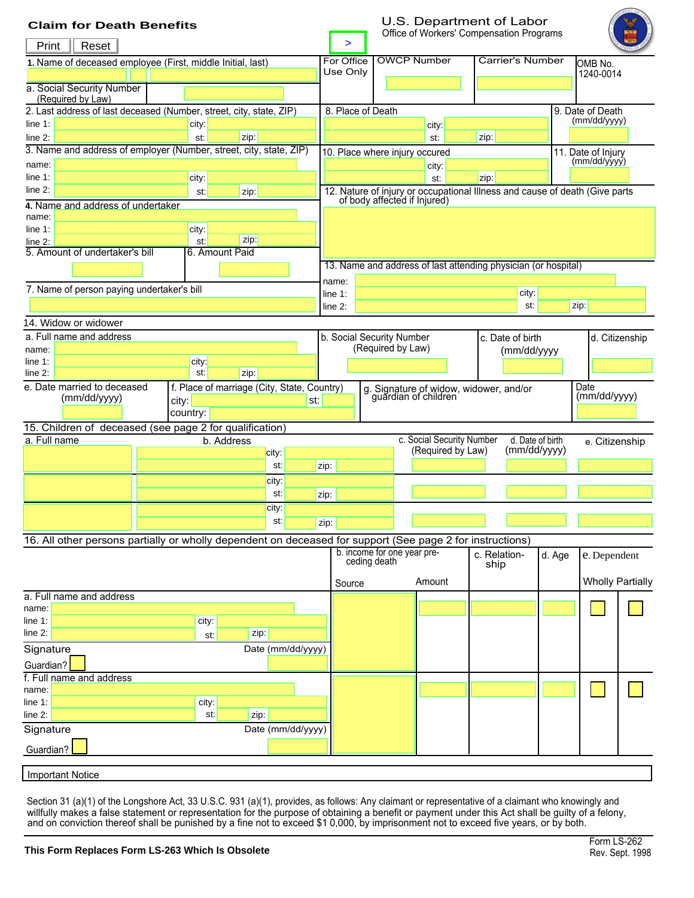# Claim for Death Benefits

**U.S. Department of Labor**
Office of Workers' Compensation Programs

Print | Reset

| 1. Name of deceased employee (First, middle Initial, last) | For Office Use Only | OWCP Number | Carrier's Number | OMB No. 1240-0014 |
|---|---|---|---|---|
| a. Social Security Number (Required by Law) | | | | |

| 2. Last address of last deceased (Number, street, city, state, ZIP) | 8. Place of Death | 9. Date of Death (mm/dd/yyyy) |
|---|---|---|
| line 1: city: | city: | |
| line 2: st: zip: | st: zip: | |

| 3. Name and address of employer (Number, street, city, state, ZIP) | 10. Place where injury occured | 11. Date of Injury (mm/dd/yyyy) |
|---|---|---|
| name: | city: | |
| line 1: city: | st: zip: | |
| line 2: st: zip: | | |

4. Name and address of undertaker
name:
line 1: city:
line 2: st: zip:

12. Nature of injury or occupational Illness and cause of death (Give parts of body affected if Injured)

5. Amount of undertaker's bill

6. Amount Paid

13. Name and address of last attending physician (or hospital)
name:
line 1: city:
line 2: st: zip:

7. Name of person paying undertaker's bill

## 14. Widow or widower

| a. Full name and address | b. Social Security Number (Required by Law) | c. Date of birth (mm/dd/yyyy | d. Citizenship |
|---|---|---|---|
| name: | | | |
| line 1: city: | | | |
| line 2: st: zip: | | | |

| e. Date married to deceased (mm/dd/yyyy) | f. Place of marriage (City, State, Country) | g. Signature of widow, widower, and/or guardian of children | Date (mm/dd/yyyy) |
|---|---|---|---|
| | city: st: | | |
| | country: | | |

## 15. Children of deceased (see page 2 for qualification)

| a. Full name | b. Address | c. Social Security Number (Required by Law) | d. Date of birth (mm/dd/yyyy) | e. Citizenship |
|---|---|---|---|---|
| | city: st: zip: | | | |
| | city: st: zip: | | | |
| | city: st: zip: | | | |

## 16. All other persons partially or wholly dependent on deceased for support (See page 2 for instructions)

| | b. income for one year preceding death | | c. Relationship | d. Age | e. Dependent | |
|---|---|---|---|---|---|---|
| | Source | Amount | | | Wholly | Partially |
| a. Full name and address<br>name:<br>line 1: city:<br>line 2: st: zip:<br>Signature Date (mm/dd/yyyy)<br>Guardian? | | | | | ☐ | ☐ |
| f. Full name and address<br>name:<br>line 1: city:<br>line 2: st: zip:<br>Signature Date (mm/dd/yyyy)<br>Guardian? | | | | | ☐ | ☐ |

**Important Notice**

Section 31 (a)(1) of the Longshore Act, 33 U.S.C. 931 (a)(1), provides, as follows: Any claimant or representative of a claimant who knowingly and willfully makes a false statement or representation for the purpose of obtaining a benefit or payment under this Act shall be guilty of a felony, and on conviction thereof shall be punished by a fine not to exceed $1 0,000, by imprisonment not to exceed five years, or by both.

**This Form Replaces Form LS-263 Which Is Obsolete**

Form LS-262
Rev. Sept. 1998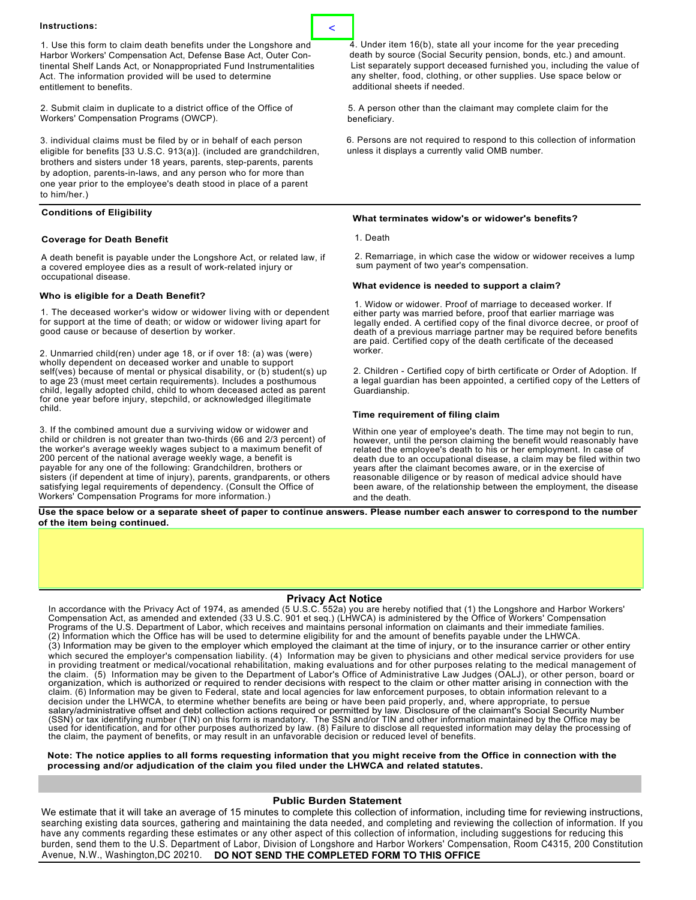**Instructions:**

1. Use this form to claim death benefits under the Longshore and Harbor Workers' Compensation Act, Defense Base Act, Outer Continental Shelf Lands Act, or Nonappropriated Fund Instrumentalities Act. The information provided will be used to determine entitlement to benefits.

2. Submit claim in duplicate to a district office of the Office of Workers' Compensation Programs (OWCP).

3. individual claims must be filed by or in behalf of each person eligible for benefits [33 U.S.C. 913(a)]. (included are grandchildren, brothers and sisters under 18 years, parents, step-parents, parents by adoption, parents-in-laws, and any person who for more than one year prior to the employee's death stood in place of a parent to him/her.)

4. Under item 16(b), state all your income for the year preceding death by source (Social Security pension, bonds, etc.) and amount. List separately support deceased furnished you, including the value of any shelter, food, clothing, or other supplies. Use space below or additional sheets if needed.

5. A person other than the claimant may complete claim for the beneficiary.

6. Persons are not required to respond to this collection of information unless it displays a currently valid OMB number.

**Conditions of Eligibility**

**Coverage for Death Benefit**

A death benefit is payable under the Longshore Act, or related law, if a covered employee dies as a result of work-related injury or occupational disease.

**Who is eligible for a Death Benefit?**

1. The deceased worker's widow or widower living with or dependent for support at the time of death; or widow or widower living apart for good cause or because of desertion by worker.

2. Unmarried child(ren) under age 18, or if over 18: (a) was (were) wholly dependent on deceased worker and unable to support self(ves) because of mental or physical disability, or (b) student(s) up to age 23 (must meet certain requirements). Includes a posthumous child, legally adopted child, child to whom deceased acted as parent for one year before injury, stepchild, or acknowledged illegitimate child.

3. If the combined amount due a surviving widow or widower and child or children is not greater than two-thirds (66 and 2/3 percent) of the worker's average weekly wages subject to a maximum benefit of 200 percent of the national average weekly wage, a benefit is payable for any one of the following: Grandchildren, brothers or sisters (if dependent at time of injury), parents, grandparents, or others satisfying legal requirements of dependency. (Consult the Office of Workers' Compensation Programs for more information.)

**What terminates widow's or widower's benefits?**

1. Death

2. Remarriage, in which case the widow or widower receives a lump sum payment of two year's compensation.

**What evidence is needed to support a claim?**

1. Widow or widower. Proof of marriage to deceased worker. If either party was married before, proof that earlier marriage was legally ended. A certified copy of the final divorce decree, or proof of death of a previous marriage partner may be required before benefits are paid. Certified copy of the death certificate of the deceased worker.

2. Children - Certified copy of birth certificate or Order of Adoption. If a legal guardian has been appointed, a certified copy of the Letters of Guardianship.

**Time requirement of filing claim**

Within one year of employee's death. The time may not begin to run, however, until the person claiming the benefit would reasonably have related the employee's death to his or her employment. In case of death due to an occupational disease, a claim may be filed within two years after the claimant becomes aware, or in the exercise of reasonable diligence or by reason of medical advice should have been aware, of the relationship between the employment, the disease and the death.

**Use the space below or a separate sheet of paper to continue answers. Please number each answer to correspond to the number of the item being continued.**

## Privacy Act Notice

In accordance with the Privacy Act of 1974, as amended (5 U.S.C. 552a) you are hereby notified that (1) the Longshore and Harbor Workers' Compensation Act, as amended and extended (33 U.S.C. 901 et seq.) (LHWCA) is administered by the Office of Workers' Compensation Programs of the U.S. Department of Labor, which receives and maintains personal information on claimants and their immediate families. (2) Information which the Office has will be used to determine eligibility for and the amount of benefits payable under the LHWCA. (3) Information may be given to the employer which employed the claimant at the time of injury, or to the insurance carrier or other entity which secured the employer's compensation liability. (4) Information may be given to physicians and other medical service providers for use in providing treatment or medical/vocational rehabilitation, making evaluations and for other purposes relating to the medical management of the claim. (5) Information may be given to the Department of Labor's Office of Administrative Law Judges (OALJ), or other person, board or organization, which is authorized or required to render decisions with respect to the claim or other matter arising in connection with the claim. (6) Information may be given to Federal, state and local agencies for law enforcement purposes, to obtain information relevant to a decision under the LHWCA, to etermine whether benefits are being or have been paid properly, and, where appropriate, to persue salary/administrative offset and debt collection actions required or permitted by law. Disclosure of the claimant's Social Security Number (SSN) or tax identifying number (TIN) on this form is mandatory. The SSN and/or TIN and other information maintained by the Office may be used for identification, and for other purposes authorized by law. (8) Failure to disclose all requested information may delay the processing of the claim, the payment of benefits, or may result in an unfavorable decision or reduced level of benefits.

**Note: The notice applies to all forms requesting information that you might receive from the Office in connection with the processing and/or adjudication of the claim you filed under the LHWCA and related statutes.**

## Public Burden Statement

We estimate that it will take an average of 15 minutes to complete this collection of information, including time for reviewing instructions, searching existing data sources, gathering and maintaining the data needed, and completing and reviewing the collection of information. If you have any comments regarding these estimates or any other aspect of this collection of information, including suggestions for reducing this burden, send them to the U.S. Department of Labor, Division of Longshore and Harbor Workers' Compensation, Room C4315, 200 Constitution Avenue, N.W., Washington,DC 20210. **DO NOT SEND THE COMPLETED FORM TO THIS OFFICE**